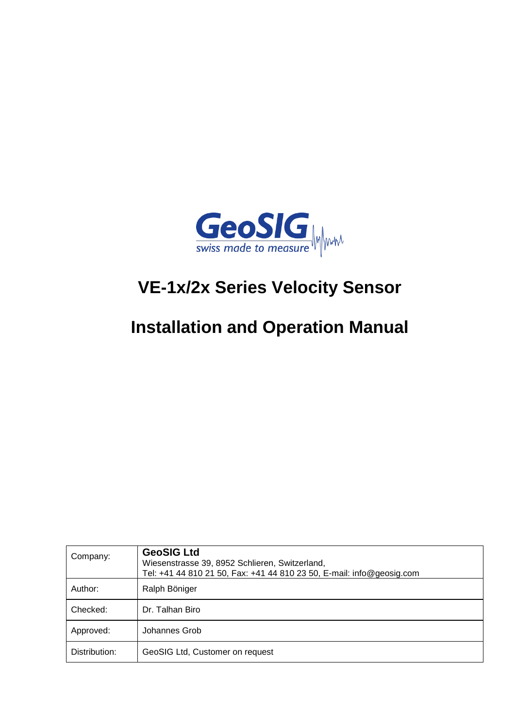GeoSIG

swiss made to measure

# VE-1x/2x Series Velocity Sensor

# Installation and Operation Manual

| | |
|---|---|
| Company: | **GeoSIG Ltd**<br>Wiesenstrasse 39, 8952 Schlieren, Switzerland,<br>Tel: +41 44 810 21 50, Fax: +41 44 810 23 50, E-mail: info@geosig.com |
| Author: | Ralph Böniger |
| Checked: | Dr. Talhan Biro |
| Approved: | Johannes Grob |
| Distribution: | GeoSIG Ltd, Customer on request |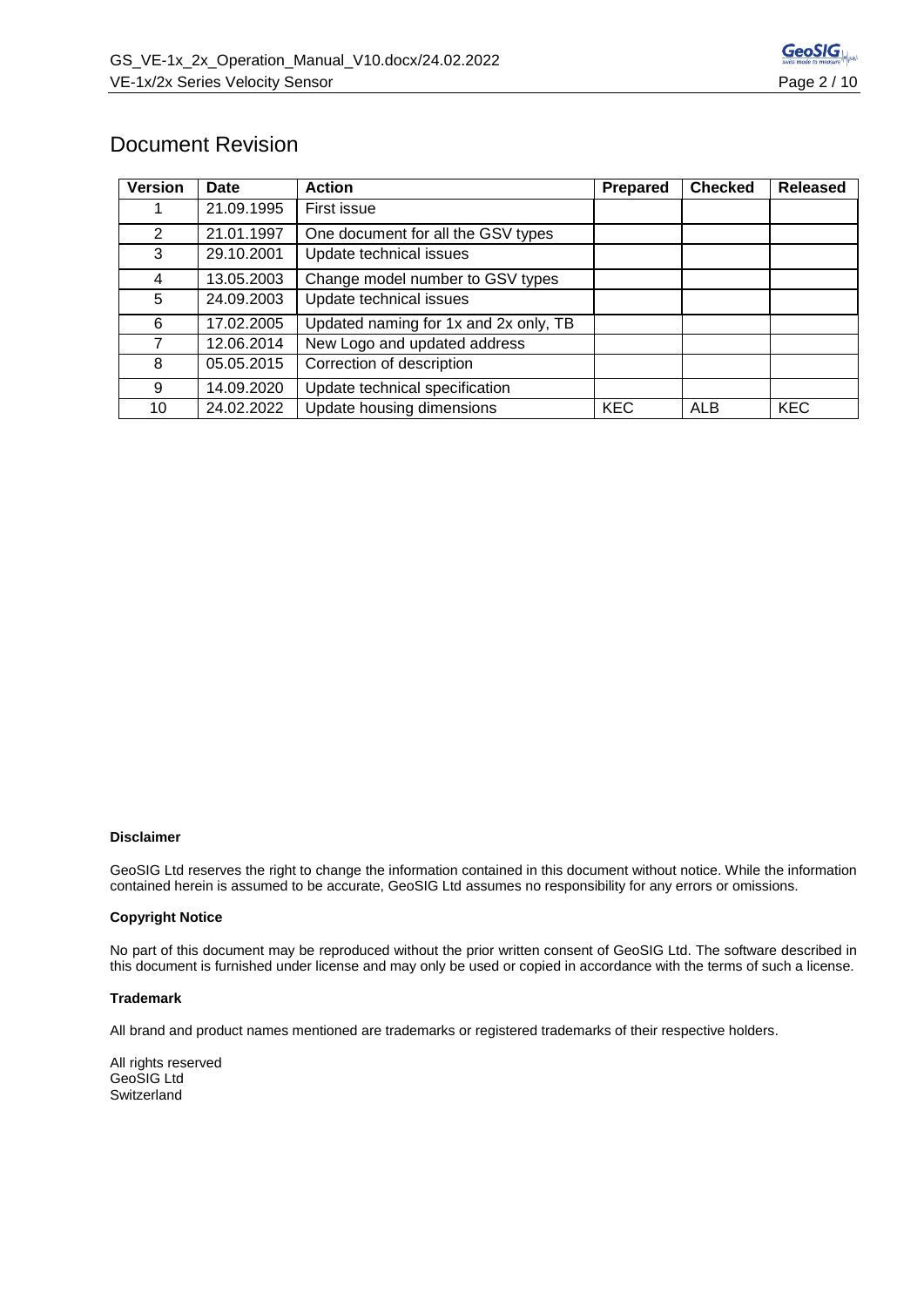# Document Revision

| Version | Date | Action | Prepared | Checked | Released |
|---|---|---|---|---|---|
| 1 | 21.09.1995 | First issue | | | |
| 2 | 21.01.1997 | One document for all the GSV types | | | |
| 3 | 29.10.2001 | Update technical issues | | | |
| 4 | 13.05.2003 | Change model number to GSV types | | | |
| 5 | 24.09.2003 | Update technical issues | | | |
| 6 | 17.02.2005 | Updated naming for 1x and 2x only, TB | | | |
| 7 | 12.06.2014 | New Logo and updated address | | | |
| 8 | 05.05.2015 | Correction of description | | | |
| 9 | 14.09.2020 | Update technical specification | | | |
| 10 | 24.02.2022 | Update housing dimensions | KEC | ALB | KEC |

**Disclaimer**

GeoSIG Ltd reserves the right to change the information contained in this document without notice. While the information contained herein is assumed to be accurate, GeoSIG Ltd assumes no responsibility for any errors or omissions.

**Copyright Notice**

No part of this document may be reproduced without the prior written consent of GeoSIG Ltd. The software described in this document is furnished under license and may only be used or copied in accordance with the terms of such a license.

**Trademark**

All brand and product names mentioned are trademarks or registered trademarks of their respective holders.

All rights reserved
GeoSIG Ltd
Switzerland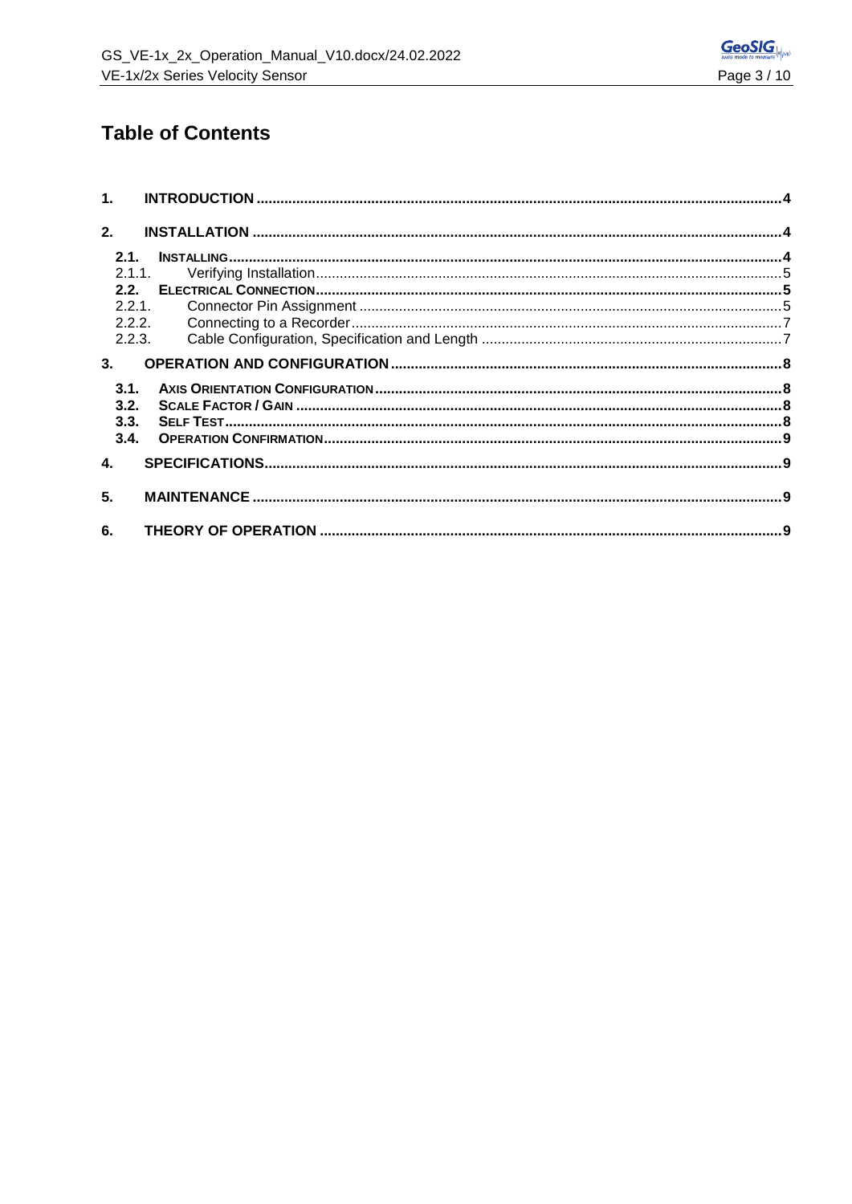## Table of Contents

**1. INTRODUCTION** .......... **4**

**2. INSTALLATION** .......... **4**

- **2.1. INSTALLING** .......... **4**
  - 2.1.1. Verifying Installation .......... 5
- **2.2. ELECTRICAL CONNECTION** .......... **5**
  - 2.2.1. Connector Pin Assignment .......... 5
  - 2.2.2. Connecting to a Recorder .......... 7
  - 2.2.3. Cable Configuration, Specification and Length .......... 7

**3. OPERATION AND CONFIGURATION** .......... **8**

- **3.1. AXIS ORIENTATION CONFIGURATION** .......... **8**
- **3.2. SCALE FACTOR / GAIN** .......... **8**
- **3.3. SELF TEST** .......... **8**
- **3.4. OPERATION CONFIRMATION** .......... **9**

**4. SPECIFICATIONS** .......... **9**

**5. MAINTENANCE** .......... **9**

**6. THEORY OF OPERATION** .......... **9**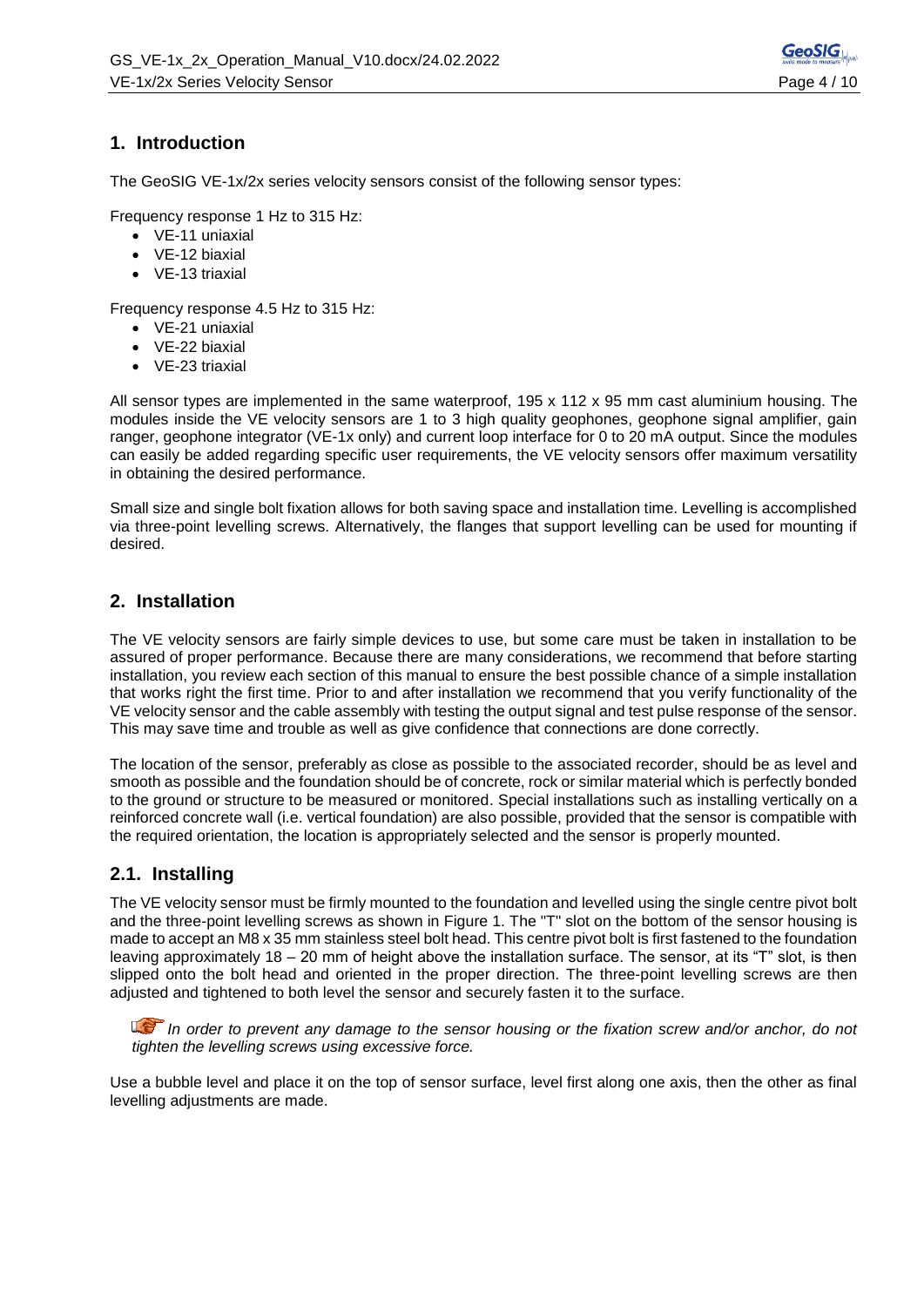# 1. Introduction

The GeoSIG VE-1x/2x series velocity sensors consist of the following sensor types:

Frequency response 1 Hz to 315 Hz:

- VE-11 uniaxial
- VE-12 biaxial
- VE-13 triaxial

Frequency response 4.5 Hz to 315 Hz:

- VE-21 uniaxial
- VE-22 biaxial
- VE-23 triaxial

All sensor types are implemented in the same waterproof, 195 x 112 x 95 mm cast aluminium housing. The modules inside the VE velocity sensors are 1 to 3 high quality geophones, geophone signal amplifier, gain ranger, geophone integrator (VE-1x only) and current loop interface for 0 to 20 mA output. Since the modules can easily be added regarding specific user requirements, the VE velocity sensors offer maximum versatility in obtaining the desired performance.

Small size and single bolt fixation allows for both saving space and installation time. Levelling is accomplished via three-point levelling screws. Alternatively, the flanges that support levelling can be used for mounting if desired.

# 2. Installation

The VE velocity sensors are fairly simple devices to use, but some care must be taken in installation to be assured of proper performance. Because there are many considerations, we recommend that before starting installation, you review each section of this manual to ensure the best possible chance of a simple installation that works right the first time. Prior to and after installation we recommend that you verify functionality of the VE velocity sensor and the cable assembly with testing the output signal and test pulse response of the sensor. This may save time and trouble as well as give confidence that connections are done correctly.

The location of the sensor, preferably as close as possible to the associated recorder, should be as level and smooth as possible and the foundation should be of concrete, rock or similar material which is perfectly bonded to the ground or structure to be measured or monitored. Special installations such as installing vertically on a reinforced concrete wall (i.e. vertical foundation) are also possible, provided that the sensor is compatible with the required orientation, the location is appropriately selected and the sensor is properly mounted.

## 2.1. Installing

The VE velocity sensor must be firmly mounted to the foundation and levelled using the single centre pivot bolt and the three-point levelling screws as shown in Figure 1. The "T" slot on the bottom of the sensor housing is made to accept an M8 x 35 mm stainless steel bolt head. This centre pivot bolt is first fastened to the foundation leaving approximately 18 – 20 mm of height above the installation surface. The sensor, at its "T" slot, is then slipped onto the bolt head and oriented in the proper direction. The three-point levelling screws are then adjusted and tightened to both level the sensor and securely fasten it to the surface.

*In order to prevent any damage to the sensor housing or the fixation screw and/or anchor, do not tighten the levelling screws using excessive force.*

Use a bubble level and place it on the top of sensor surface, level first along one axis, then the other as final levelling adjustments are made.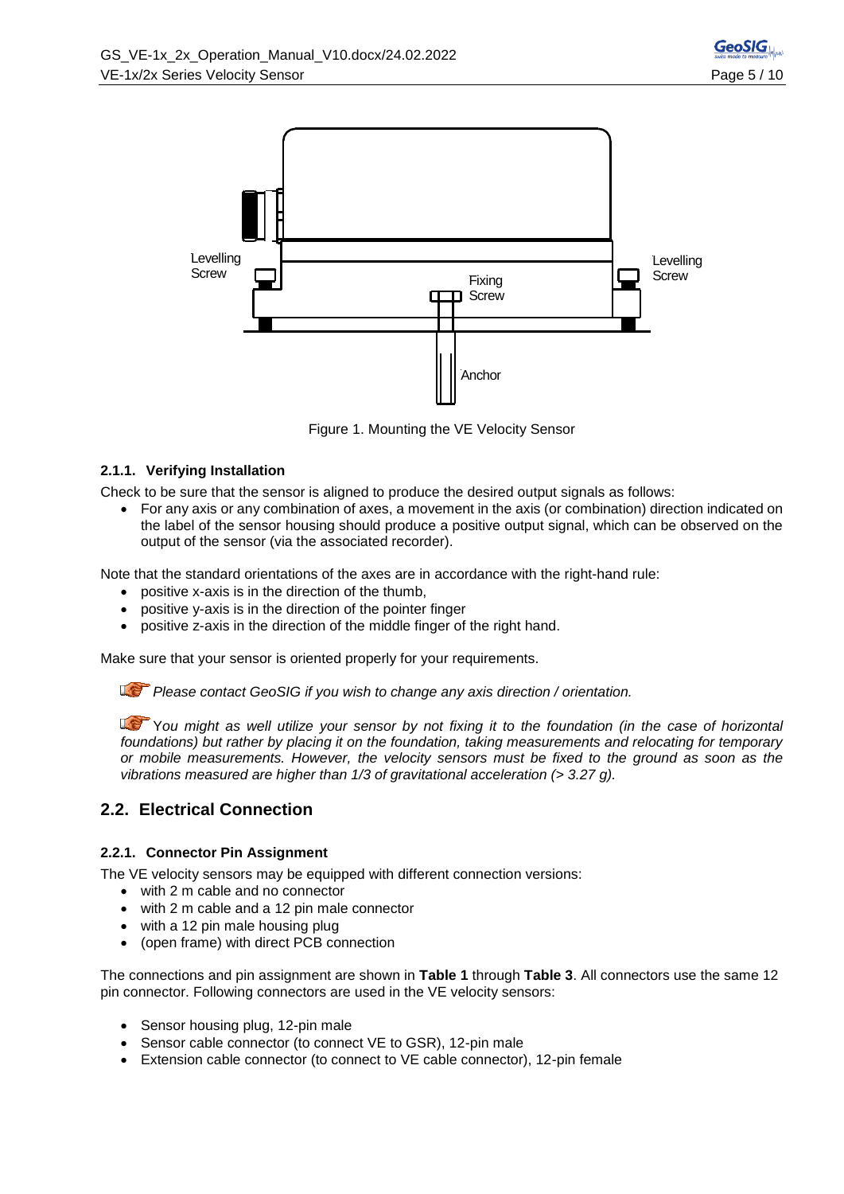Levelling Screw

Fixing Screw

Levelling Screw

Anchor

Figure 1. Mounting the VE Velocity Sensor

### 2.1.1. Verifying Installation

Check to be sure that the sensor is aligned to produce the desired output signals as follows:

- For any axis or any combination of axes, a movement in the axis (or combination) direction indicated on the label of the sensor housing should produce a positive output signal, which can be observed on the output of the sensor (via the associated recorder).

Note that the standard orientations of the axes are in accordance with the right-hand rule:

- positive x-axis is in the direction of the thumb,
- positive y-axis is in the direction of the pointer finger
- positive z-axis in the direction of the middle finger of the right hand.

Make sure that your sensor is oriented properly for your requirements.

*Please contact GeoSIG if you wish to change any axis direction / orientation.*

*You might as well utilize your sensor by not fixing it to the foundation (in the case of horizontal foundations) but rather by placing it on the foundation, taking measurements and relocating for temporary or mobile measurements. However, the velocity sensors must be fixed to the ground as soon as the vibrations measured are higher than 1/3 of gravitational acceleration (> 3.27 g).*

## 2.2. Electrical Connection

### 2.2.1. Connector Pin Assignment

The VE velocity sensors may be equipped with different connection versions:

- with 2 m cable and no connector
- with 2 m cable and a 12 pin male connector
- with a 12 pin male housing plug
- (open frame) with direct PCB connection

The connections and pin assignment are shown in **Table 1** through **Table 3**. All connectors use the same 12 pin connector. Following connectors are used in the VE velocity sensors:

- Sensor housing plug, 12-pin male
- Sensor cable connector (to connect VE to GSR), 12-pin male
- Extension cable connector (to connect to VE cable connector), 12-pin female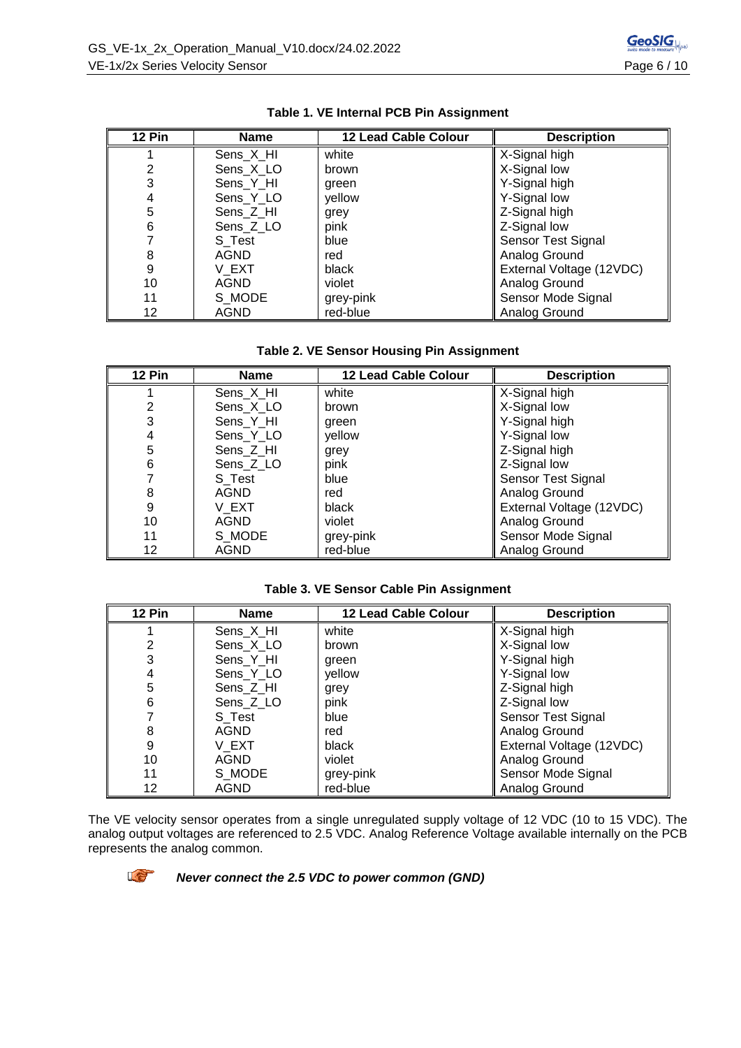**Table 1. VE Internal PCB Pin Assignment**

| 12 Pin | Name | 12 Lead Cable Colour | Description |
|---|---|---|---|
| 1 | Sens_X_HI | white | X-Signal high |
| 2 | Sens_X_LO | brown | X-Signal low |
| 3 | Sens_Y_HI | green | Y-Signal high |
| 4 | Sens_Y_LO | yellow | Y-Signal low |
| 5 | Sens_Z_HI | grey | Z-Signal high |
| 6 | Sens_Z_LO | pink | Z-Signal low |
| 7 | S_Test | blue | Sensor Test Signal |
| 8 | AGND | red | Analog Ground |
| 9 | V_EXT | black | External Voltage (12VDC) |
| 10 | AGND | violet | Analog Ground |
| 11 | S_MODE | grey-pink | Sensor Mode Signal |
| 12 | AGND | red-blue | Analog Ground |

**Table 2. VE Sensor Housing Pin Assignment**

| 12 Pin | Name | 12 Lead Cable Colour | Description |
|---|---|---|---|
| 1 | Sens_X_HI | white | X-Signal high |
| 2 | Sens_X_LO | brown | X-Signal low |
| 3 | Sens_Y_HI | green | Y-Signal high |
| 4 | Sens_Y_LO | yellow | Y-Signal low |
| 5 | Sens_Z_HI | grey | Z-Signal high |
| 6 | Sens_Z_LO | pink | Z-Signal low |
| 7 | S_Test | blue | Sensor Test Signal |
| 8 | AGND | red | Analog Ground |
| 9 | V_EXT | black | External Voltage (12VDC) |
| 10 | AGND | violet | Analog Ground |
| 11 | S_MODE | grey-pink | Sensor Mode Signal |
| 12 | AGND | red-blue | Analog Ground |

**Table 3. VE Sensor Cable Pin Assignment**

| 12 Pin | Name | 12 Lead Cable Colour | Description |
|---|---|---|---|
| 1 | Sens_X_HI | white | X-Signal high |
| 2 | Sens_X_LO | brown | X-Signal low |
| 3 | Sens_Y_HI | green | Y-Signal high |
| 4 | Sens_Y_LO | yellow | Y-Signal low |
| 5 | Sens_Z_HI | grey | Z-Signal high |
| 6 | Sens_Z_LO | pink | Z-Signal low |
| 7 | S_Test | blue | Sensor Test Signal |
| 8 | AGND | red | Analog Ground |
| 9 | V_EXT | black | External Voltage (12VDC) |
| 10 | AGND | violet | Analog Ground |
| 11 | S_MODE | grey-pink | Sensor Mode Signal |
| 12 | AGND | red-blue | Analog Ground |

The VE velocity sensor operates from a single unregulated supply voltage of 12 VDC (10 to 15 VDC). The analog output voltages are referenced to 2.5 VDC. Analog Reference Voltage available internally on the PCB represents the analog common.

***Never connect the 2.5 VDC to power common (GND)***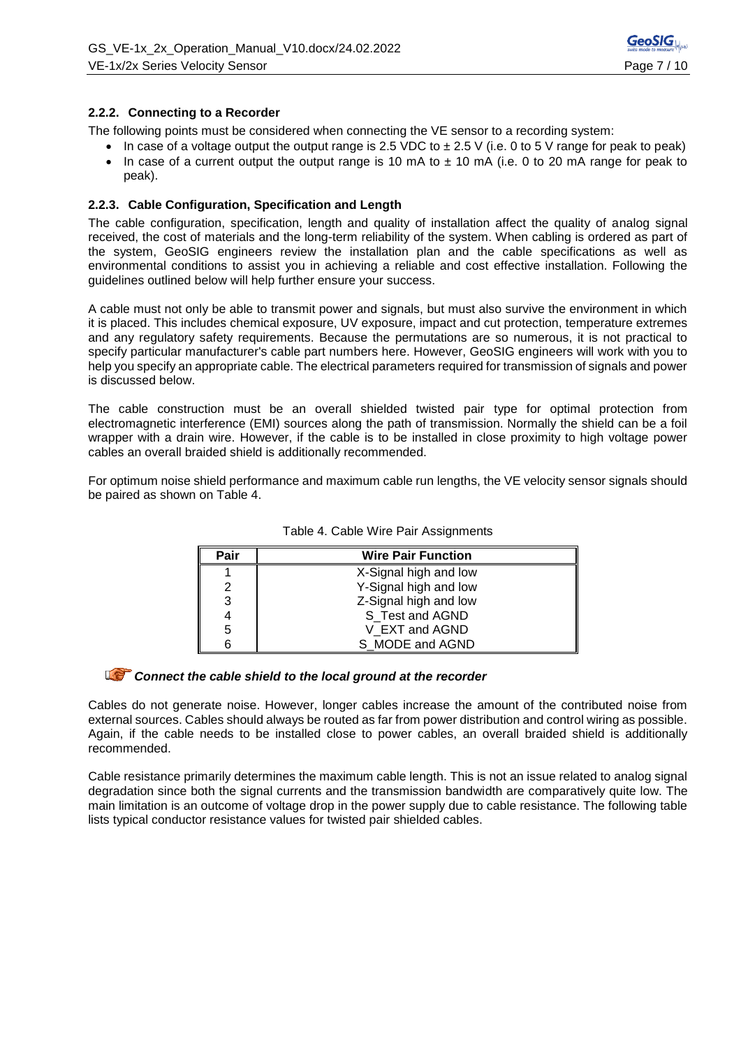### 2.2.2. Connecting to a Recorder

The following points must be considered when connecting the VE sensor to a recording system:

- In case of a voltage output the output range is 2.5 VDC to ± 2.5 V (i.e. 0 to 5 V range for peak to peak)
- In case of a current output the output range is 10 mA to ± 10 mA (i.e. 0 to 20 mA range for peak to peak).

### 2.2.3. Cable Configuration, Specification and Length

The cable configuration, specification, length and quality of installation affect the quality of analog signal received, the cost of materials and the long-term reliability of the system. When cabling is ordered as part of the system, GeoSIG engineers review the installation plan and the cable specifications as well as environmental conditions to assist you in achieving a reliable and cost effective installation. Following the guidelines outlined below will help further ensure your success.

A cable must not only be able to transmit power and signals, but must also survive the environment in which it is placed. This includes chemical exposure, UV exposure, impact and cut protection, temperature extremes and any regulatory safety requirements. Because the permutations are so numerous, it is not practical to specify particular manufacturer's cable part numbers here. However, GeoSIG engineers will work with you to help you specify an appropriate cable. The electrical parameters required for transmission of signals and power is discussed below.

The cable construction must be an overall shielded twisted pair type for optimal protection from electromagnetic interference (EMI) sources along the path of transmission. Normally the shield can be a foil wrapper with a drain wire. However, if the cable is to be installed in close proximity to high voltage power cables an overall braided shield is additionally recommended.

For optimum noise shield performance and maximum cable run lengths, the VE velocity sensor signals should be paired as shown on Table 4.

Table 4. Cable Wire Pair Assignments

| Pair | Wire Pair Function |
|---|---|
| 1 | X-Signal high and low |
| 2 | Y-Signal high and low |
| 3 | Z-Signal high and low |
| 4 | S_Test and AGND |
| 5 | V_EXT and AGND |
| 6 | S_MODE and AGND |

***Connect the cable shield to the local ground at the recorder***

Cables do not generate noise. However, longer cables increase the amount of the contributed noise from external sources. Cables should always be routed as far from power distribution and control wiring as possible. Again, if the cable needs to be installed close to power cables, an overall braided shield is additionally recommended.

Cable resistance primarily determines the maximum cable length. This is not an issue related to analog signal degradation since both the signal currents and the transmission bandwidth are comparatively quite low. The main limitation is an outcome of voltage drop in the power supply due to cable resistance. The following table lists typical conductor resistance values for twisted pair shielded cables.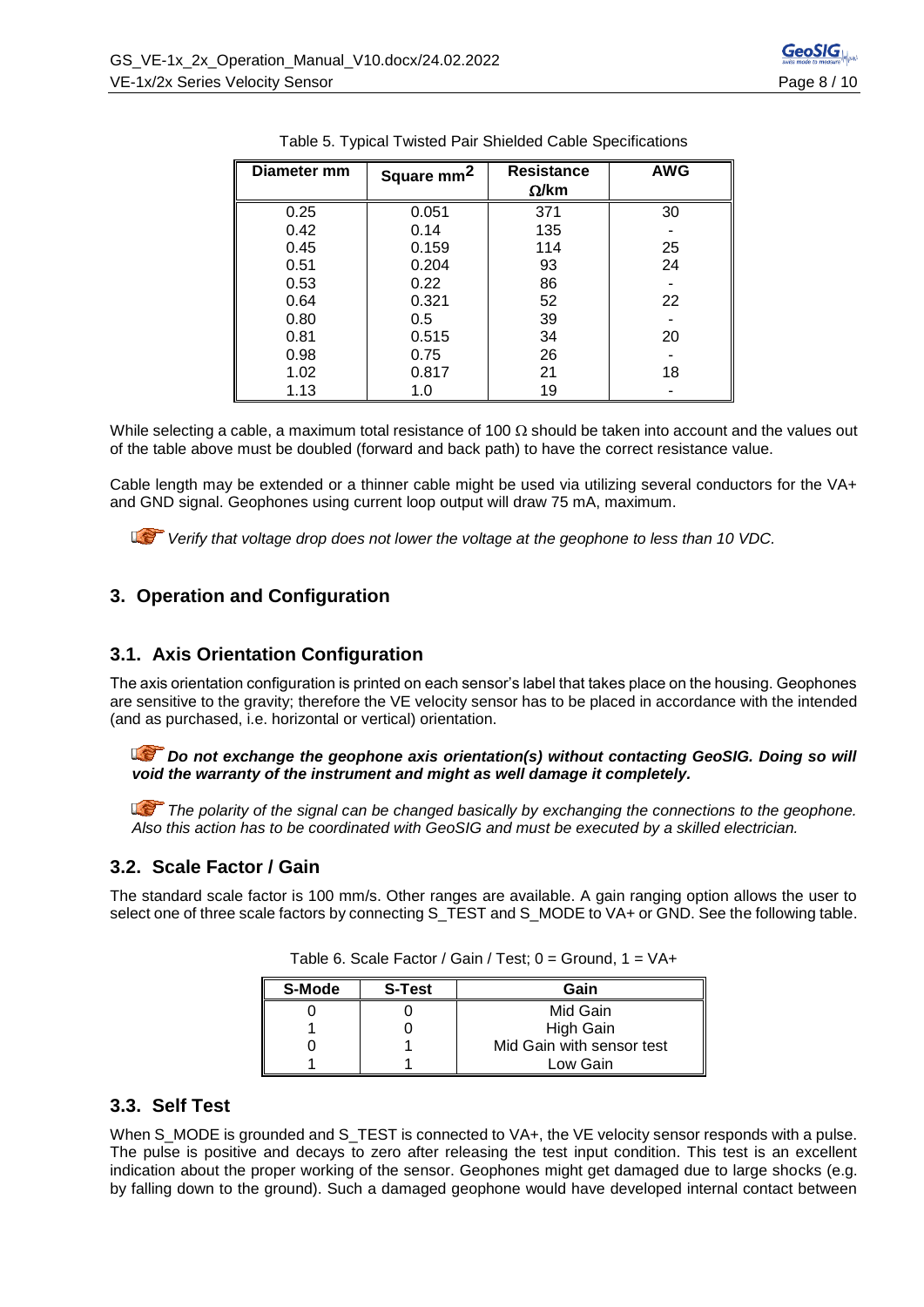Table 5. Typical Twisted Pair Shielded Cable Specifications

| Diameter mm | Square $mm^2$ | Resistance Ω/km | AWG |
|---|---|---|---|
| 0.25 | 0.051 | 371 | 30 |
| 0.42 | 0.14 | 135 | - |
| 0.45 | 0.159 | 114 | 25 |
| 0.51 | 0.204 | 93 | 24 |
| 0.53 | 0.22 | 86 | - |
| 0.64 | 0.321 | 52 | 22 |
| 0.80 | 0.5 | 39 | - |
| 0.81 | 0.515 | 34 | 20 |
| 0.98 | 0.75 | 26 | - |
| 1.02 | 0.817 | 21 | 18 |
| 1.13 | 1.0 | 19 | - |

While selecting a cable, a maximum total resistance of 100 Ω should be taken into account and the values out of the table above must be doubled (forward and back path) to have the correct resistance value.

Cable length may be extended or a thinner cable might be used via utilizing several conductors for the VA+ and GND signal. Geophones using current loop output will draw 75 mA, maximum.

*Verify that voltage drop does not lower the voltage at the geophone to less than 10 VDC.*

## 3. Operation and Configuration

### 3.1. Axis Orientation Configuration

The axis orientation configuration is printed on each sensor's label that takes place on the housing. Geophones are sensitive to the gravity; therefore the VE velocity sensor has to be placed in accordance with the intended (and as purchased, i.e. horizontal or vertical) orientation.

***Do not exchange the geophone axis orientation(s) without contacting GeoSIG. Doing so will void the warranty of the instrument and might as well damage it completely.***

*The polarity of the signal can be changed basically by exchanging the connections to the geophone. Also this action has to be coordinated with GeoSIG and must be executed by a skilled electrician.*

### 3.2. Scale Factor / Gain

The standard scale factor is 100 mm/s. Other ranges are available. A gain ranging option allows the user to select one of three scale factors by connecting S_TEST and S_MODE to VA+ or GND. See the following table.

Table 6. Scale Factor / Gain / Test; 0 = Ground, 1 = VA+

| S-Mode | S-Test | Gain |
|---|---|---|
| 0 | 0 | Mid Gain |
| 1 | 0 | High Gain |
| 0 | 1 | Mid Gain with sensor test |
| 1 | 1 | Low Gain |

### 3.3. Self Test

When S_MODE is grounded and S_TEST is connected to VA+, the VE velocity sensor responds with a pulse. The pulse is positive and decays to zero after releasing the test input condition. This test is an excellent indication about the proper working of the sensor. Geophones might get damaged due to large shocks (e.g. by falling down to the ground). Such a damaged geophone would have developed internal contact between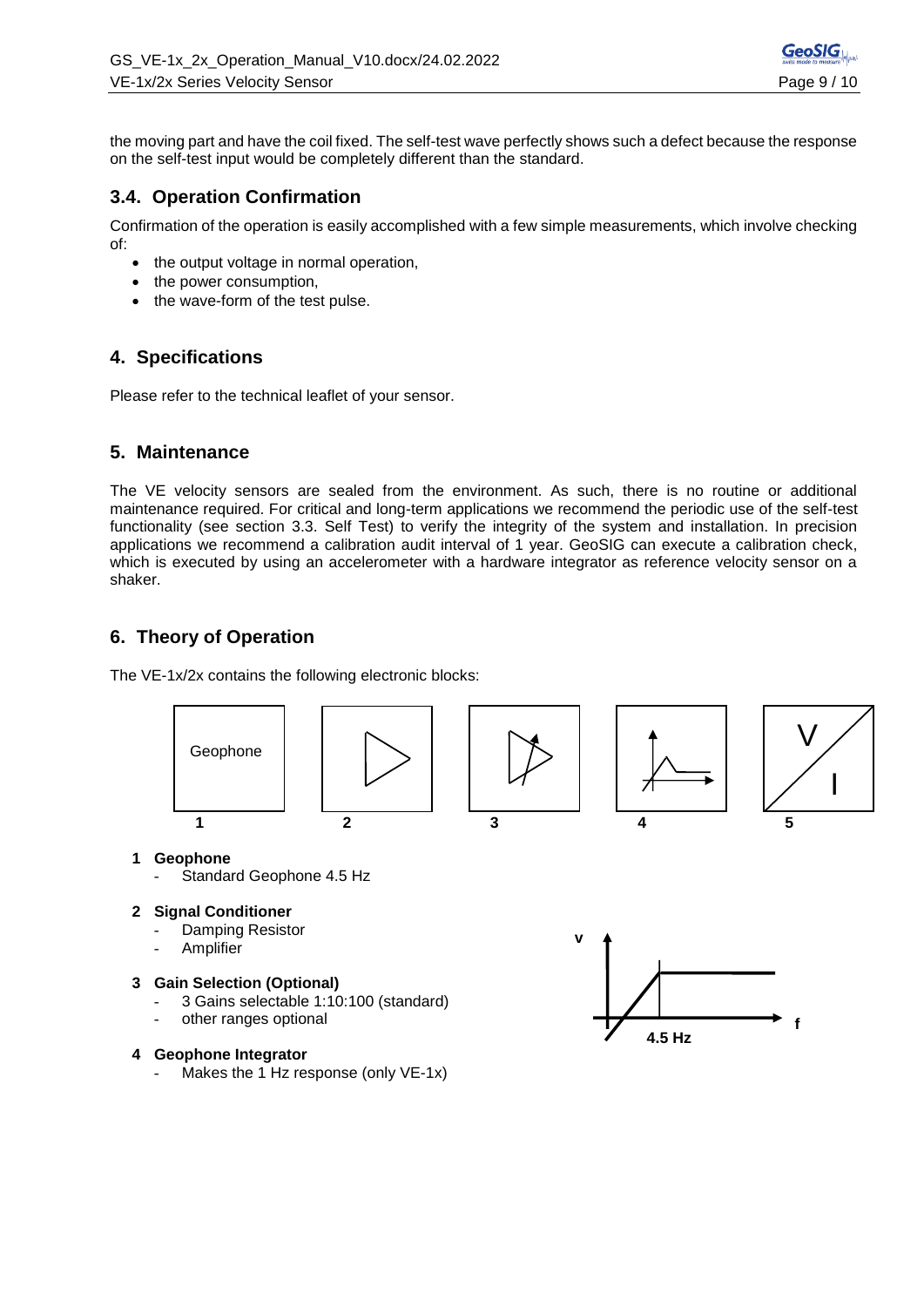the moving part and have the coil fixed. The self-test wave perfectly shows such a defect because the response on the self-test input would be completely different than the standard.

### 3.4. Operation Confirmation

Confirmation of the operation is easily accomplished with a few simple measurements, which involve checking of:

- the output voltage in normal operation,
- the power consumption,
- the wave-form of the test pulse.

## 4. Specifications

Please refer to the technical leaflet of your sensor.

## 5. Maintenance

The VE velocity sensors are sealed from the environment. As such, there is no routine or additional maintenance required. For critical and long-term applications we recommend the periodic use of the self-test functionality (see section 3.3. Self Test) to verify the integrity of the system and installation. In precision applications we recommend a calibration audit interval of 1 year. GeoSIG can execute a calibration check, which is executed by using an accelerometer with a hardware integrator as reference velocity sensor on a shaker.

## 6. Theory of Operation

The VE-1x/2x contains the following electronic blocks:

Geophone (1), 2, 3, 4, V / I (5)

**1 Geophone**
- Standard Geophone 4.5 Hz

**2 Signal Conditioner**
- Damping Resistor
- Amplifier

**3 Gain Selection (Optional)**
- 3 Gains selectable 1:10:100 (standard)
- other ranges optional

**4 Geophone Integrator**
- Makes the 1 Hz response (only VE-1x)

v, f, 4.5 Hz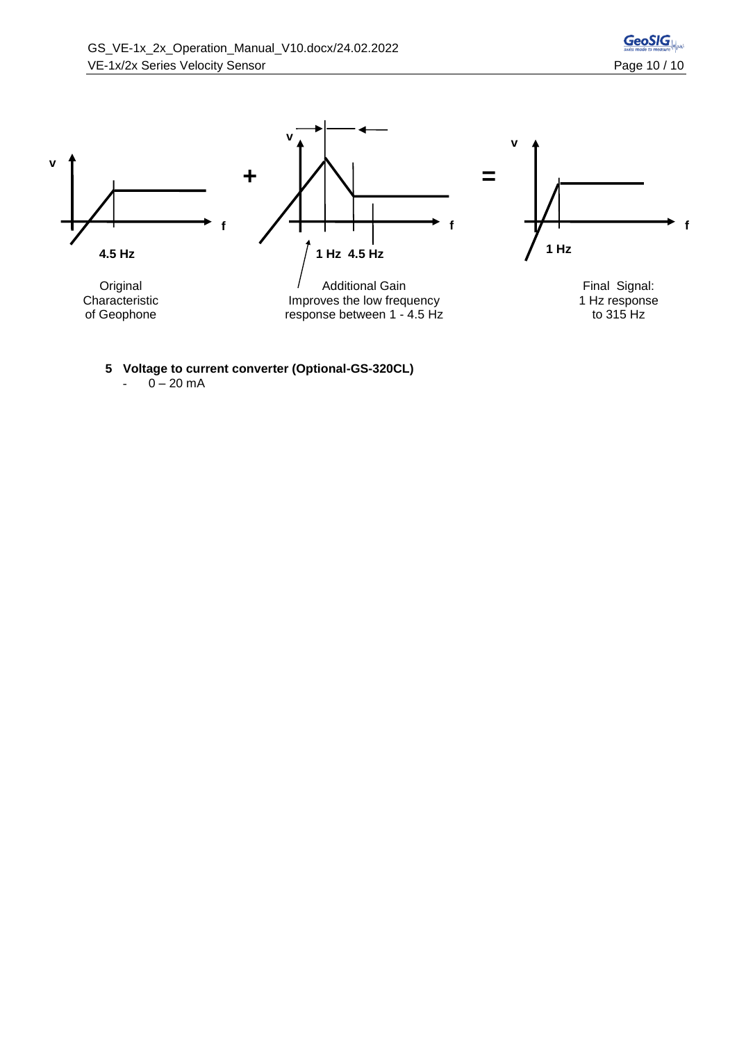v

f

4.5 Hz

Original
Characteristic
of Geophone

+

v

f

1 Hz 4.5 Hz

Additional Gain
Improves the low frequency
response between 1 - 4.5 Hz

=

v

f

1 Hz

Final Signal:
1 Hz response
to 315 Hz

**5 Voltage to current converter (Optional-GS-320CL)**

- 0 – 20 mA